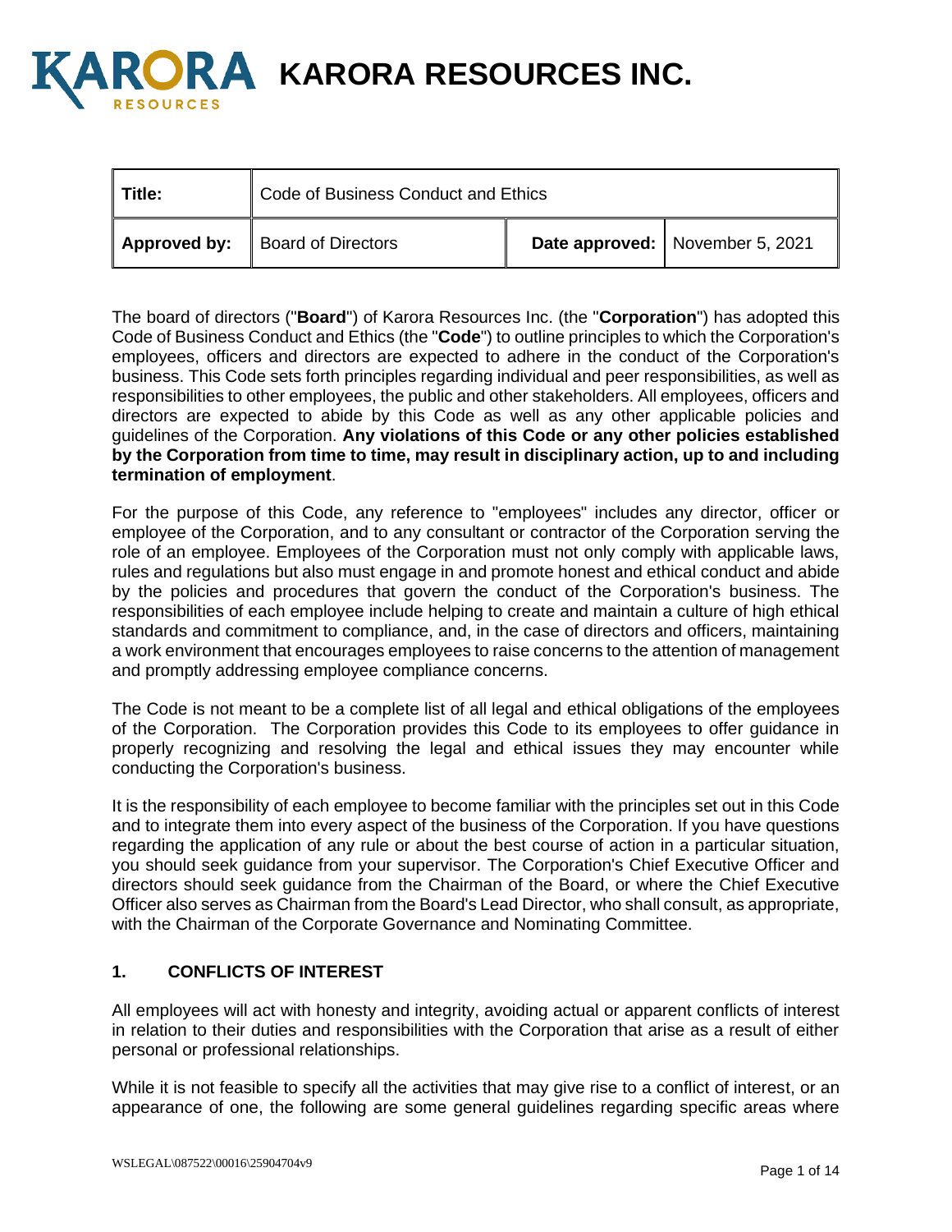# KARORA RESOURCES INC.

| **Title:** | Code of Business Conduct and Ethics | | |
|---|---|---|---|
| **Approved by:** | Board of Directors | **Date approved:** | November 5, 2021 |

The board of directors ("**Board**") of Karora Resources Inc. (the "**Corporation**") has adopted this Code of Business Conduct and Ethics (the "**Code**") to outline principles to which the Corporation's employees, officers and directors are expected to adhere in the conduct of the Corporation's business. This Code sets forth principles regarding individual and peer responsibilities, as well as responsibilities to other employees, the public and other stakeholders. All employees, officers and directors are expected to abide by this Code as well as any other applicable policies and guidelines of the Corporation. **Any violations of this Code or any other policies established by the Corporation from time to time, may result in disciplinary action, up to and including termination of employment**.

For the purpose of this Code, any reference to "employees" includes any director, officer or employee of the Corporation, and to any consultant or contractor of the Corporation serving the role of an employee. Employees of the Corporation must not only comply with applicable laws, rules and regulations but also must engage in and promote honest and ethical conduct and abide by the policies and procedures that govern the conduct of the Corporation's business. The responsibilities of each employee include helping to create and maintain a culture of high ethical standards and commitment to compliance, and, in the case of directors and officers, maintaining a work environment that encourages employees to raise concerns to the attention of management and promptly addressing employee compliance concerns.

The Code is not meant to be a complete list of all legal and ethical obligations of the employees of the Corporation. The Corporation provides this Code to its employees to offer guidance in properly recognizing and resolving the legal and ethical issues they may encounter while conducting the Corporation's business.

It is the responsibility of each employee to become familiar with the principles set out in this Code and to integrate them into every aspect of the business of the Corporation. If you have questions regarding the application of any rule or about the best course of action in a particular situation, you should seek guidance from your supervisor. The Corporation's Chief Executive Officer and directors should seek guidance from the Chairman of the Board, or where the Chief Executive Officer also serves as Chairman from the Board's Lead Director, who shall consult, as appropriate, with the Chairman of the Corporate Governance and Nominating Committee.

## 1. CONFLICTS OF INTEREST

All employees will act with honesty and integrity, avoiding actual or apparent conflicts of interest in relation to their duties and responsibilities with the Corporation that arise as a result of either personal or professional relationships.

While it is not feasible to specify all the activities that may give rise to a conflict of interest, or an appearance of one, the following are some general guidelines regarding specific areas where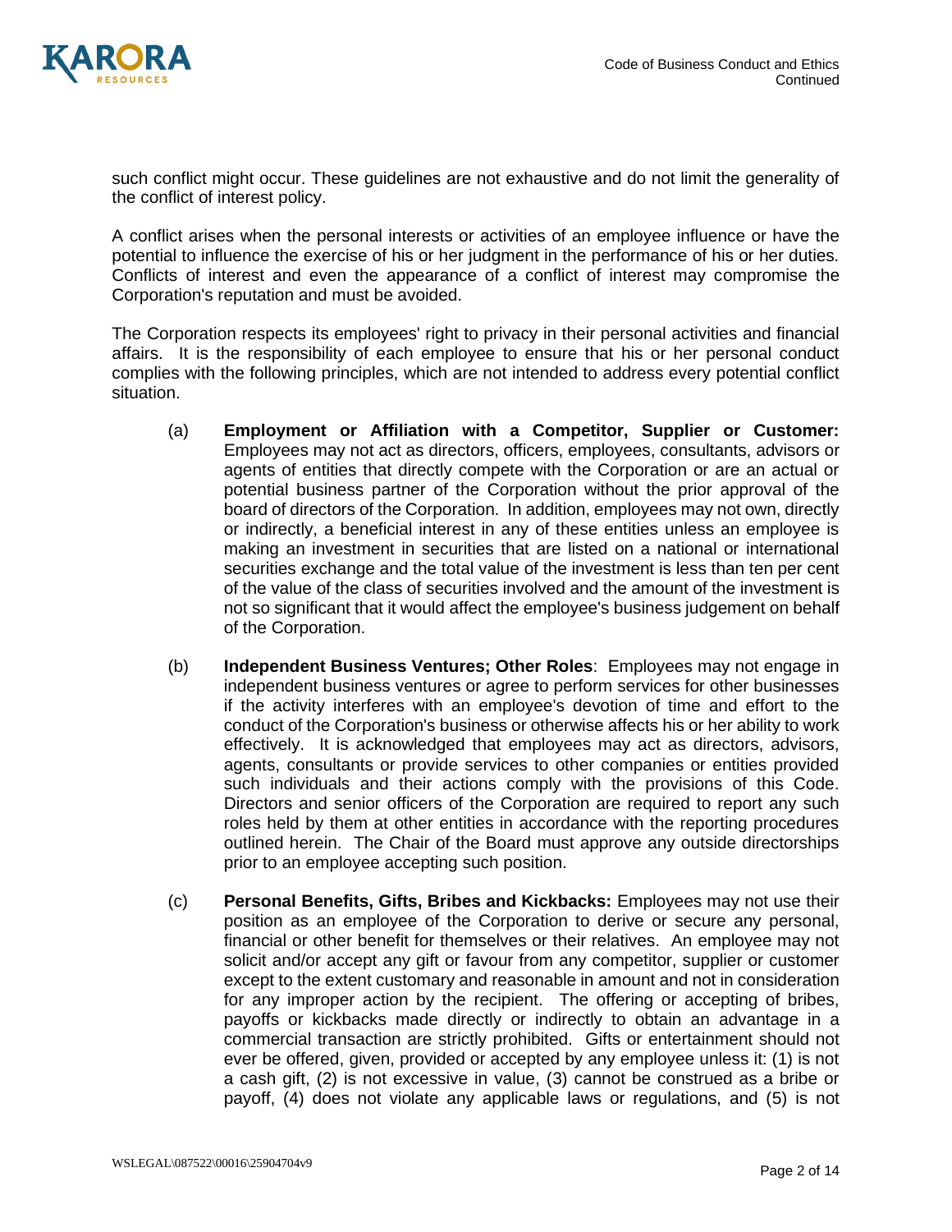such conflict might occur. These guidelines are not exhaustive and do not limit the generality of the conflict of interest policy.

A conflict arises when the personal interests or activities of an employee influence or have the potential to influence the exercise of his or her judgment in the performance of his or her duties. Conflicts of interest and even the appearance of a conflict of interest may compromise the Corporation's reputation and must be avoided.

The Corporation respects its employees' right to privacy in their personal activities and financial affairs. It is the responsibility of each employee to ensure that his or her personal conduct complies with the following principles, which are not intended to address every potential conflict situation.

(a) **Employment or Affiliation with a Competitor, Supplier or Customer:** Employees may not act as directors, officers, employees, consultants, advisors or agents of entities that directly compete with the Corporation or are an actual or potential business partner of the Corporation without the prior approval of the board of directors of the Corporation. In addition, employees may not own, directly or indirectly, a beneficial interest in any of these entities unless an employee is making an investment in securities that are listed on a national or international securities exchange and the total value of the investment is less than ten per cent of the value of the class of securities involved and the amount of the investment is not so significant that it would affect the employee's business judgement on behalf of the Corporation.

(b) **Independent Business Ventures; Other Roles**: Employees may not engage in independent business ventures or agree to perform services for other businesses if the activity interferes with an employee's devotion of time and effort to the conduct of the Corporation's business or otherwise affects his or her ability to work effectively. It is acknowledged that employees may act as directors, advisors, agents, consultants or provide services to other companies or entities provided such individuals and their actions comply with the provisions of this Code. Directors and senior officers of the Corporation are required to report any such roles held by them at other entities in accordance with the reporting procedures outlined herein. The Chair of the Board must approve any outside directorships prior to an employee accepting such position.

(c) **Personal Benefits, Gifts, Bribes and Kickbacks:** Employees may not use their position as an employee of the Corporation to derive or secure any personal, financial or other benefit for themselves or their relatives. An employee may not solicit and/or accept any gift or favour from any competitor, supplier or customer except to the extent customary and reasonable in amount and not in consideration for any improper action by the recipient. The offering or accepting of bribes, payoffs or kickbacks made directly or indirectly to obtain an advantage in a commercial transaction are strictly prohibited. Gifts or entertainment should not ever be offered, given, provided or accepted by any employee unless it: (1) is not a cash gift, (2) is not excessive in value, (3) cannot be construed as a bribe or payoff, (4) does not violate any applicable laws or regulations, and (5) is not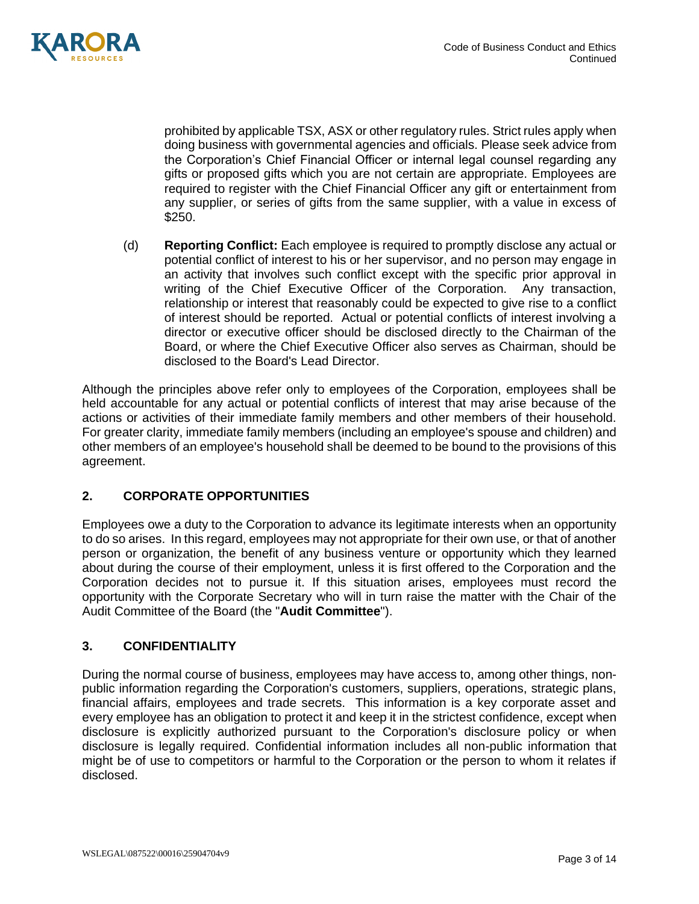prohibited by applicable TSX, ASX or other regulatory rules. Strict rules apply when doing business with governmental agencies and officials. Please seek advice from the Corporation's Chief Financial Officer or internal legal counsel regarding any gifts or proposed gifts which you are not certain are appropriate. Employees are required to register with the Chief Financial Officer any gift or entertainment from any supplier, or series of gifts from the same supplier, with a value in excess of $250.

(d) **Reporting Conflict:** Each employee is required to promptly disclose any actual or potential conflict of interest to his or her supervisor, and no person may engage in an activity that involves such conflict except with the specific prior approval in writing of the Chief Executive Officer of the Corporation. Any transaction, relationship or interest that reasonably could be expected to give rise to a conflict of interest should be reported. Actual or potential conflicts of interest involving a director or executive officer should be disclosed directly to the Chairman of the Board, or where the Chief Executive Officer also serves as Chairman, should be disclosed to the Board's Lead Director.

Although the principles above refer only to employees of the Corporation, employees shall be held accountable for any actual or potential conflicts of interest that may arise because of the actions or activities of their immediate family members and other members of their household. For greater clarity, immediate family members (including an employee's spouse and children) and other members of an employee's household shall be deemed to be bound to the provisions of this agreement.

## 2. CORPORATE OPPORTUNITIES

Employees owe a duty to the Corporation to advance its legitimate interests when an opportunity to do so arises. In this regard, employees may not appropriate for their own use, or that of another person or organization, the benefit of any business venture or opportunity which they learned about during the course of their employment, unless it is first offered to the Corporation and the Corporation decides not to pursue it. If this situation arises, employees must record the opportunity with the Corporate Secretary who will in turn raise the matter with the Chair of the Audit Committee of the Board (the "**Audit Committee**").

## 3. CONFIDENTIALITY

During the normal course of business, employees may have access to, among other things, non-public information regarding the Corporation's customers, suppliers, operations, strategic plans, financial affairs, employees and trade secrets. This information is a key corporate asset and every employee has an obligation to protect it and keep it in the strictest confidence, except when disclosure is explicitly authorized pursuant to the Corporation's disclosure policy or when disclosure is legally required. Confidential information includes all non-public information that might be of use to competitors or harmful to the Corporation or the person to whom it relates if disclosed.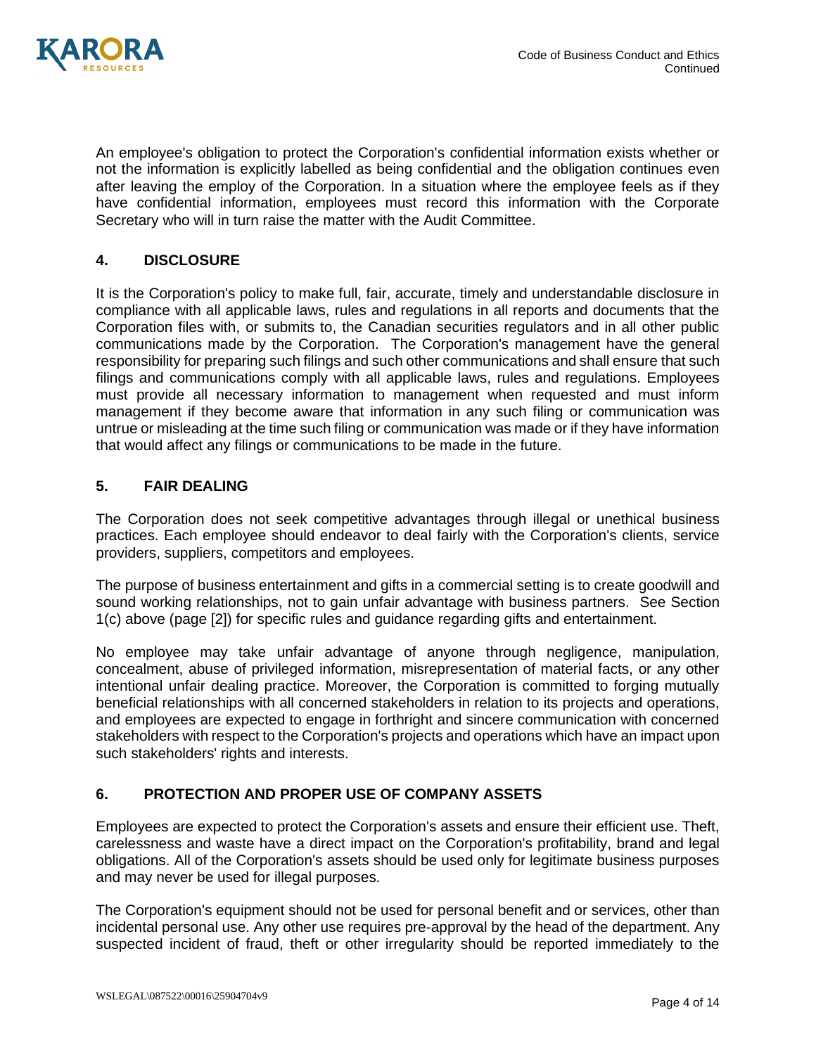An employee's obligation to protect the Corporation's confidential information exists whether or not the information is explicitly labelled as being confidential and the obligation continues even after leaving the employ of the Corporation. In a situation where the employee feels as if they have confidential information, employees must record this information with the Corporate Secretary who will in turn raise the matter with the Audit Committee.

## 4. DISCLOSURE

It is the Corporation's policy to make full, fair, accurate, timely and understandable disclosure in compliance with all applicable laws, rules and regulations in all reports and documents that the Corporation files with, or submits to, the Canadian securities regulators and in all other public communications made by the Corporation. The Corporation's management have the general responsibility for preparing such filings and such other communications and shall ensure that such filings and communications comply with all applicable laws, rules and regulations. Employees must provide all necessary information to management when requested and must inform management if they become aware that information in any such filing or communication was untrue or misleading at the time such filing or communication was made or if they have information that would affect any filings or communications to be made in the future.

## 5. FAIR DEALING

The Corporation does not seek competitive advantages through illegal or unethical business practices. Each employee should endeavor to deal fairly with the Corporation's clients, service providers, suppliers, competitors and employees.

The purpose of business entertainment and gifts in a commercial setting is to create goodwill and sound working relationships, not to gain unfair advantage with business partners. See Section 1(c) above (page [2]) for specific rules and guidance regarding gifts and entertainment.

No employee may take unfair advantage of anyone through negligence, manipulation, concealment, abuse of privileged information, misrepresentation of material facts, or any other intentional unfair dealing practice. Moreover, the Corporation is committed to forging mutually beneficial relationships with all concerned stakeholders in relation to its projects and operations, and employees are expected to engage in forthright and sincere communication with concerned stakeholders with respect to the Corporation's projects and operations which have an impact upon such stakeholders' rights and interests.

## 6. PROTECTION AND PROPER USE OF COMPANY ASSETS

Employees are expected to protect the Corporation's assets and ensure their efficient use. Theft, carelessness and waste have a direct impact on the Corporation's profitability, brand and legal obligations. All of the Corporation's assets should be used only for legitimate business purposes and may never be used for illegal purposes.

The Corporation's equipment should not be used for personal benefit and or services, other than incidental personal use. Any other use requires pre-approval by the head of the department. Any suspected incident of fraud, theft or other irregularity should be reported immediately to the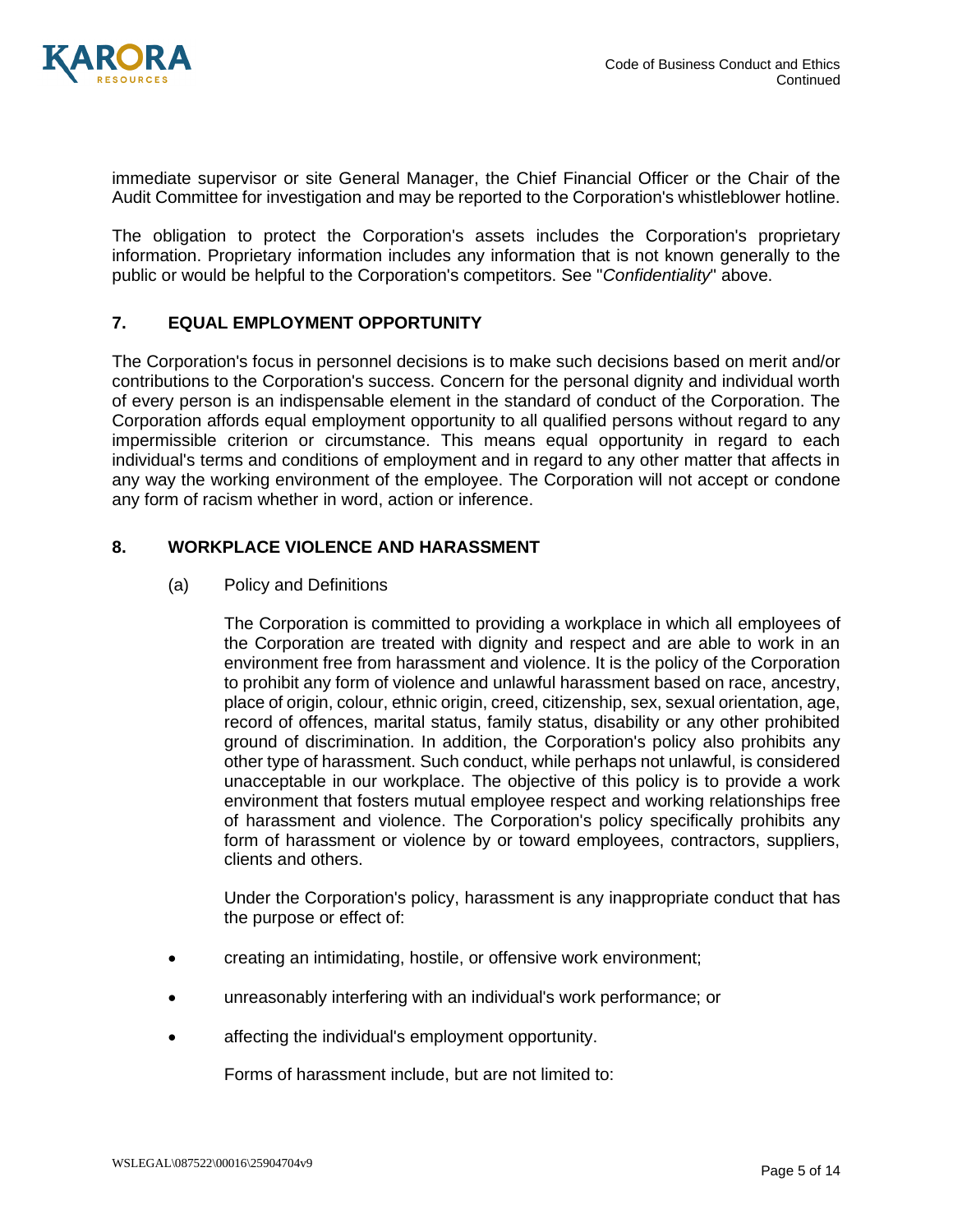immediate supervisor or site General Manager, the Chief Financial Officer or the Chair of the Audit Committee for investigation and may be reported to the Corporation's whistleblower hotline.

The obligation to protect the Corporation's assets includes the Corporation's proprietary information. Proprietary information includes any information that is not known generally to the public or would be helpful to the Corporation's competitors. See "*Confidentiality*" above.

## 7. EQUAL EMPLOYMENT OPPORTUNITY

The Corporation's focus in personnel decisions is to make such decisions based on merit and/or contributions to the Corporation's success. Concern for the personal dignity and individual worth of every person is an indispensable element in the standard of conduct of the Corporation. The Corporation affords equal employment opportunity to all qualified persons without regard to any impermissible criterion or circumstance. This means equal opportunity in regard to each individual's terms and conditions of employment and in regard to any other matter that affects in any way the working environment of the employee. The Corporation will not accept or condone any form of racism whether in word, action or inference.

## 8. WORKPLACE VIOLENCE AND HARASSMENT

(a) Policy and Definitions

The Corporation is committed to providing a workplace in which all employees of the Corporation are treated with dignity and respect and are able to work in an environment free from harassment and violence. It is the policy of the Corporation to prohibit any form of violence and unlawful harassment based on race, ancestry, place of origin, colour, ethnic origin, creed, citizenship, sex, sexual orientation, age, record of offences, marital status, family status, disability or any other prohibited ground of discrimination. In addition, the Corporation's policy also prohibits any other type of harassment. Such conduct, while perhaps not unlawful, is considered unacceptable in our workplace. The objective of this policy is to provide a work environment that fosters mutual employee respect and working relationships free of harassment and violence. The Corporation's policy specifically prohibits any form of harassment or violence by or toward employees, contractors, suppliers, clients and others.

Under the Corporation's policy, harassment is any inappropriate conduct that has the purpose or effect of:

- creating an intimidating, hostile, or offensive work environment;
- unreasonably interfering with an individual's work performance; or
- affecting the individual's employment opportunity.

Forms of harassment include, but are not limited to: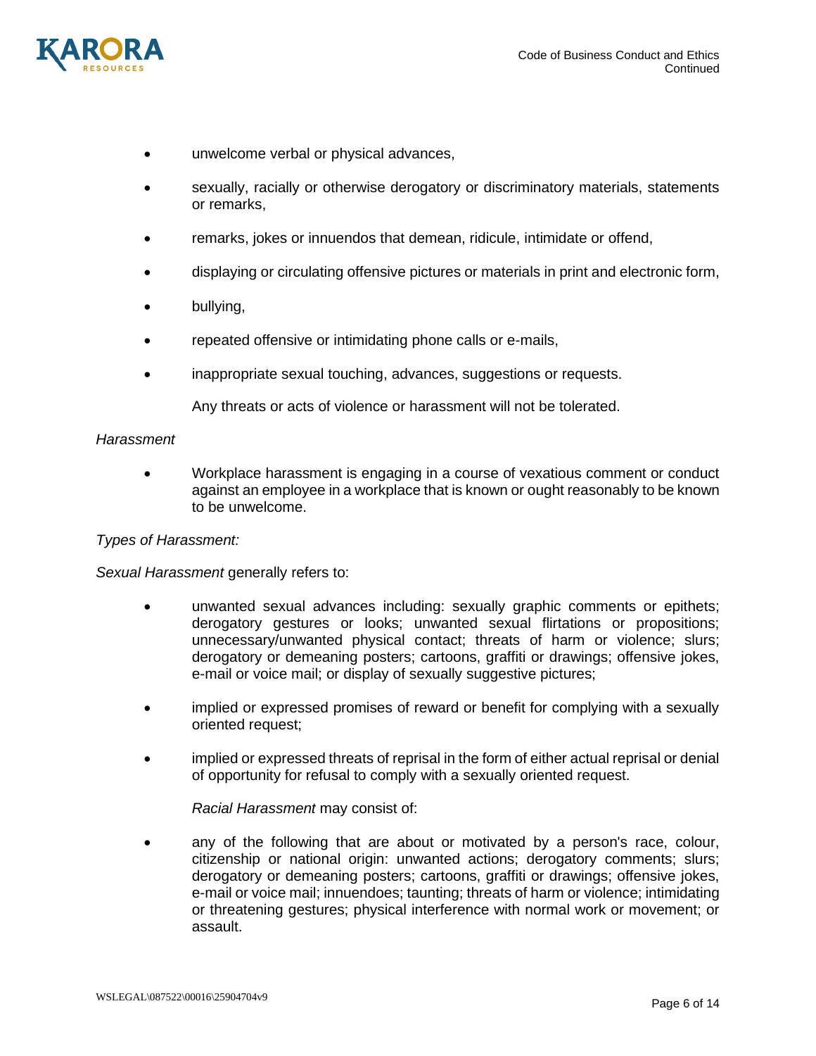- unwelcome verbal or physical advances,
- sexually, racially or otherwise derogatory or discriminatory materials, statements or remarks,
- remarks, jokes or innuendos that demean, ridicule, intimidate or offend,
- displaying or circulating offensive pictures or materials in print and electronic form,
- bullying,
- repeated offensive or intimidating phone calls or e-mails,
- inappropriate sexual touching, advances, suggestions or requests.

Any threats or acts of violence or harassment will not be tolerated.

*Harassment*

- Workplace harassment is engaging in a course of vexatious comment or conduct against an employee in a workplace that is known or ought reasonably to be known to be unwelcome.

*Types of Harassment:*

*Sexual Harassment* generally refers to:

- unwanted sexual advances including: sexually graphic comments or epithets; derogatory gestures or looks; unwanted sexual flirtations or propositions; unnecessary/unwanted physical contact; threats of harm or violence; slurs; derogatory or demeaning posters; cartoons, graffiti or drawings; offensive jokes, e-mail or voice mail; or display of sexually suggestive pictures;
- implied or expressed promises of reward or benefit for complying with a sexually oriented request;
- implied or expressed threats of reprisal in the form of either actual reprisal or denial of opportunity for refusal to comply with a sexually oriented request.

*Racial Harassment* may consist of:

- any of the following that are about or motivated by a person's race, colour, citizenship or national origin: unwanted actions; derogatory comments; slurs; derogatory or demeaning posters; cartoons, graffiti or drawings; offensive jokes, e-mail or voice mail; innuendoes; taunting; threats of harm or violence; intimidating or threatening gestures; physical interference with normal work or movement; or assault.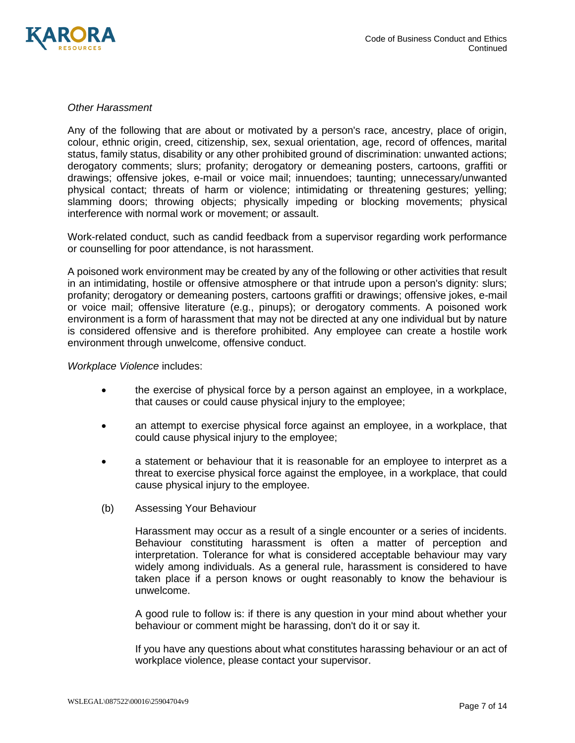*Other Harassment*

Any of the following that are about or motivated by a person's race, ancestry, place of origin, colour, ethnic origin, creed, citizenship, sex, sexual orientation, age, record of offences, marital status, family status, disability or any other prohibited ground of discrimination: unwanted actions; derogatory comments; slurs; profanity; derogatory or demeaning posters, cartoons, graffiti or drawings; offensive jokes, e-mail or voice mail; innuendoes; taunting; unnecessary/unwanted physical contact; threats of harm or violence; intimidating or threatening gestures; yelling; slamming doors; throwing objects; physically impeding or blocking movements; physical interference with normal work or movement; or assault.

Work-related conduct, such as candid feedback from a supervisor regarding work performance or counselling for poor attendance, is not harassment.

A poisoned work environment may be created by any of the following or other activities that result in an intimidating, hostile or offensive atmosphere or that intrude upon a person's dignity: slurs; profanity; derogatory or demeaning posters, cartoons graffiti or drawings; offensive jokes, e-mail or voice mail; offensive literature (e.g., pinups); or derogatory comments. A poisoned work environment is a form of harassment that may not be directed at any one individual but by nature is considered offensive and is therefore prohibited. Any employee can create a hostile work environment through unwelcome, offensive conduct.

*Workplace Violence* includes:

- the exercise of physical force by a person against an employee, in a workplace, that causes or could cause physical injury to the employee;
- an attempt to exercise physical force against an employee, in a workplace, that could cause physical injury to the employee;
- a statement or behaviour that it is reasonable for an employee to interpret as a threat to exercise physical force against the employee, in a workplace, that could cause physical injury to the employee.

(b) Assessing Your Behaviour

Harassment may occur as a result of a single encounter or a series of incidents. Behaviour constituting harassment is often a matter of perception and interpretation. Tolerance for what is considered acceptable behaviour may vary widely among individuals. As a general rule, harassment is considered to have taken place if a person knows or ought reasonably to know the behaviour is unwelcome.

A good rule to follow is: if there is any question in your mind about whether your behaviour or comment might be harassing, don't do it or say it.

If you have any questions about what constitutes harassing behaviour or an act of workplace violence, please contact your supervisor.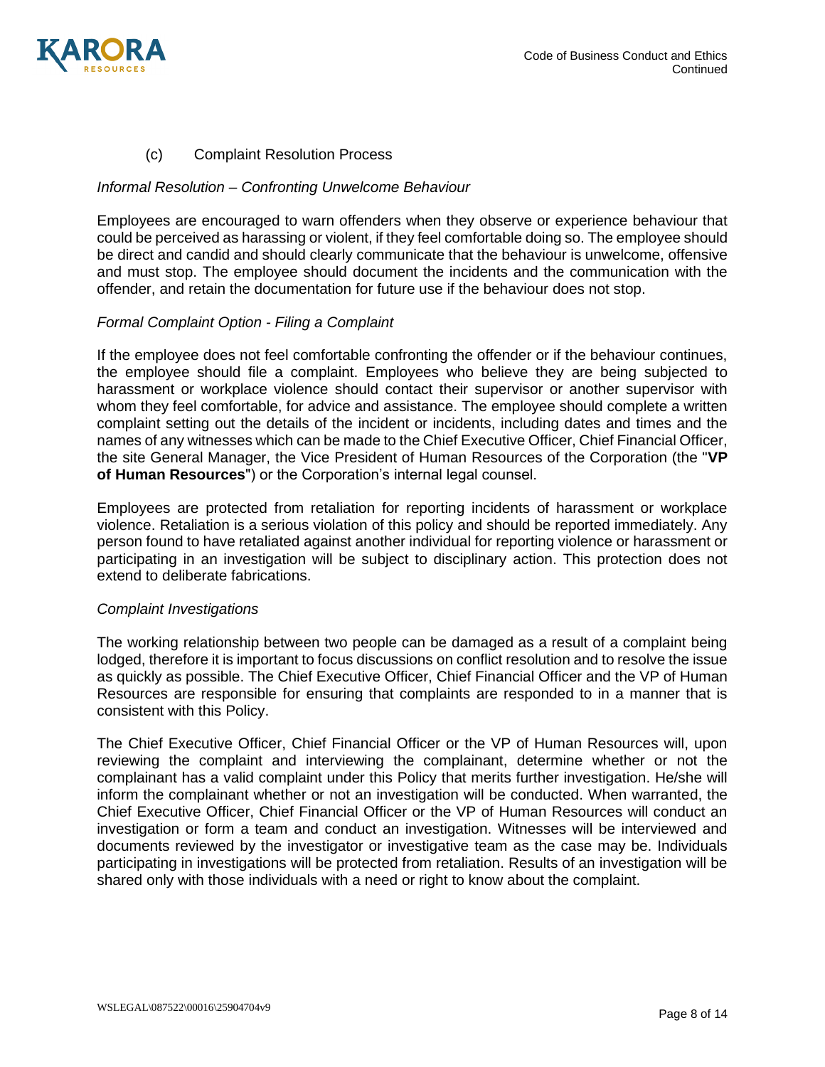### (c) Complaint Resolution Process

*Informal Resolution – Confronting Unwelcome Behaviour*

Employees are encouraged to warn offenders when they observe or experience behaviour that could be perceived as harassing or violent, if they feel comfortable doing so. The employee should be direct and candid and should clearly communicate that the behaviour is unwelcome, offensive and must stop. The employee should document the incidents and the communication with the offender, and retain the documentation for future use if the behaviour does not stop.

*Formal Complaint Option - Filing a Complaint*

If the employee does not feel comfortable confronting the offender or if the behaviour continues, the employee should file a complaint. Employees who believe they are being subjected to harassment or workplace violence should contact their supervisor or another supervisor with whom they feel comfortable, for advice and assistance. The employee should complete a written complaint setting out the details of the incident or incidents, including dates and times and the names of any witnesses which can be made to the Chief Executive Officer, Chief Financial Officer, the site General Manager, the Vice President of Human Resources of the Corporation (the "**VP of Human Resources**") or the Corporation's internal legal counsel.

Employees are protected from retaliation for reporting incidents of harassment or workplace violence. Retaliation is a serious violation of this policy and should be reported immediately. Any person found to have retaliated against another individual for reporting violence or harassment or participating in an investigation will be subject to disciplinary action. This protection does not extend to deliberate fabrications.

*Complaint Investigations*

The working relationship between two people can be damaged as a result of a complaint being lodged, therefore it is important to focus discussions on conflict resolution and to resolve the issue as quickly as possible. The Chief Executive Officer, Chief Financial Officer and the VP of Human Resources are responsible for ensuring that complaints are responded to in a manner that is consistent with this Policy.

The Chief Executive Officer, Chief Financial Officer or the VP of Human Resources will, upon reviewing the complaint and interviewing the complainant, determine whether or not the complainant has a valid complaint under this Policy that merits further investigation. He/she will inform the complainant whether or not an investigation will be conducted. When warranted, the Chief Executive Officer, Chief Financial Officer or the VP of Human Resources will conduct an investigation or form a team and conduct an investigation. Witnesses will be interviewed and documents reviewed by the investigator or investigative team as the case may be. Individuals participating in investigations will be protected from retaliation. Results of an investigation will be shared only with those individuals with a need or right to know about the complaint.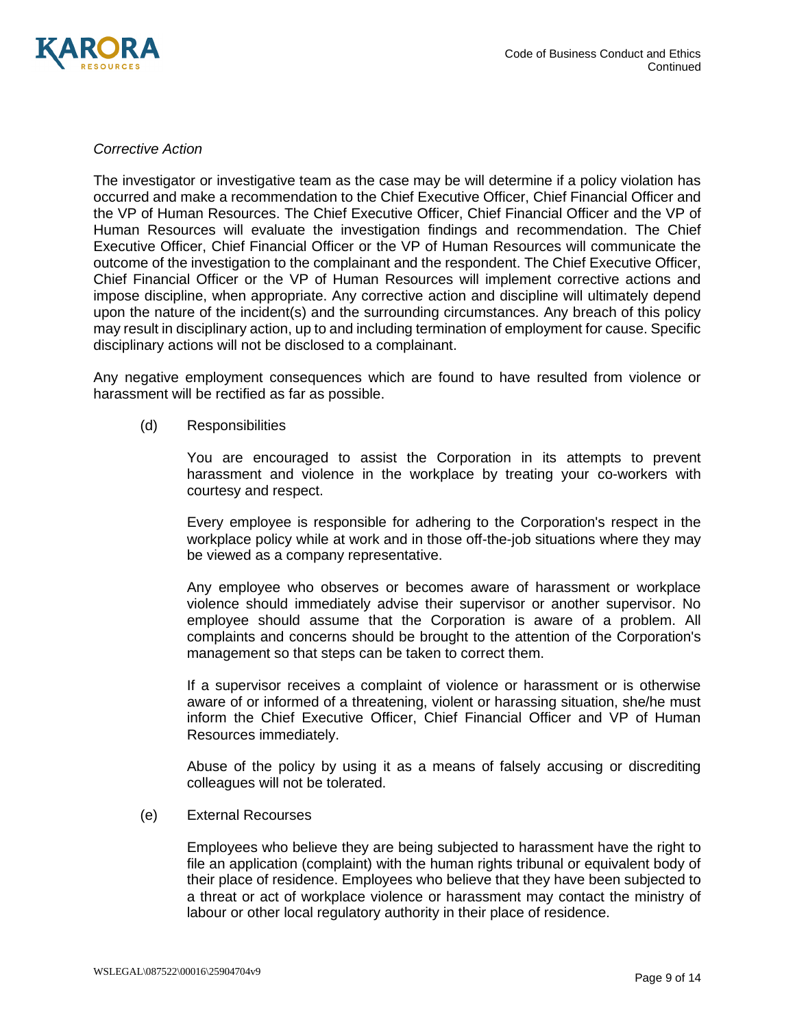*Corrective Action*

The investigator or investigative team as the case may be will determine if a policy violation has occurred and make a recommendation to the Chief Executive Officer, Chief Financial Officer and the VP of Human Resources. The Chief Executive Officer, Chief Financial Officer and the VP of Human Resources will evaluate the investigation findings and recommendation. The Chief Executive Officer, Chief Financial Officer or the VP of Human Resources will communicate the outcome of the investigation to the complainant and the respondent. The Chief Executive Officer, Chief Financial Officer or the VP of Human Resources will implement corrective actions and impose discipline, when appropriate. Any corrective action and discipline will ultimately depend upon the nature of the incident(s) and the surrounding circumstances. Any breach of this policy may result in disciplinary action, up to and including termination of employment for cause. Specific disciplinary actions will not be disclosed to a complainant.

Any negative employment consequences which are found to have resulted from violence or harassment will be rectified as far as possible.

(d) Responsibilities

You are encouraged to assist the Corporation in its attempts to prevent harassment and violence in the workplace by treating your co-workers with courtesy and respect.

Every employee is responsible for adhering to the Corporation's respect in the workplace policy while at work and in those off-the-job situations where they may be viewed as a company representative.

Any employee who observes or becomes aware of harassment or workplace violence should immediately advise their supervisor or another supervisor. No employee should assume that the Corporation is aware of a problem. All complaints and concerns should be brought to the attention of the Corporation's management so that steps can be taken to correct them.

If a supervisor receives a complaint of violence or harassment or is otherwise aware of or informed of a threatening, violent or harassing situation, she/he must inform the Chief Executive Officer, Chief Financial Officer and VP of Human Resources immediately.

Abuse of the policy by using it as a means of falsely accusing or discrediting colleagues will not be tolerated.

(e) External Recourses

Employees who believe they are being subjected to harassment have the right to file an application (complaint) with the human rights tribunal or equivalent body of their place of residence. Employees who believe that they have been subjected to a threat or act of workplace violence or harassment may contact the ministry of labour or other local regulatory authority in their place of residence.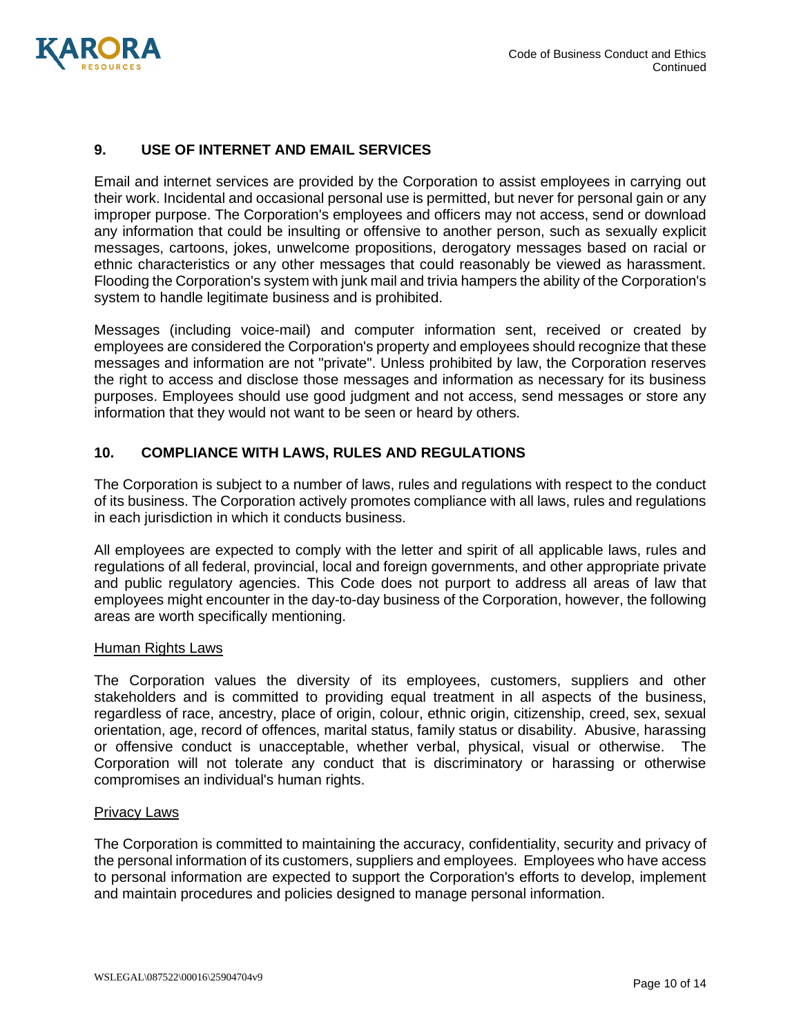## 9. USE OF INTERNET AND EMAIL SERVICES

Email and internet services are provided by the Corporation to assist employees in carrying out their work. Incidental and occasional personal use is permitted, but never for personal gain or any improper purpose. The Corporation's employees and officers may not access, send or download any information that could be insulting or offensive to another person, such as sexually explicit messages, cartoons, jokes, unwelcome propositions, derogatory messages based on racial or ethnic characteristics or any other messages that could reasonably be viewed as harassment. Flooding the Corporation's system with junk mail and trivia hampers the ability of the Corporation's system to handle legitimate business and is prohibited.

Messages (including voice-mail) and computer information sent, received or created by employees are considered the Corporation's property and employees should recognize that these messages and information are not "private". Unless prohibited by law, the Corporation reserves the right to access and disclose those messages and information as necessary for its business purposes. Employees should use good judgment and not access, send messages or store any information that they would not want to be seen or heard by others.

## 10. COMPLIANCE WITH LAWS, RULES AND REGULATIONS

The Corporation is subject to a number of laws, rules and regulations with respect to the conduct of its business. The Corporation actively promotes compliance with all laws, rules and regulations in each jurisdiction in which it conducts business.

All employees are expected to comply with the letter and spirit of all applicable laws, rules and regulations of all federal, provincial, local and foreign governments, and other appropriate private and public regulatory agencies. This Code does not purport to address all areas of law that employees might encounter in the day-to-day business of the Corporation, however, the following areas are worth specifically mentioning.

<u>Human Rights Laws</u>

The Corporation values the diversity of its employees, customers, suppliers and other stakeholders and is committed to providing equal treatment in all aspects of the business, regardless of race, ancestry, place of origin, colour, ethnic origin, citizenship, creed, sex, sexual orientation, age, record of offences, marital status, family status or disability. Abusive, harassing or offensive conduct is unacceptable, whether verbal, physical, visual or otherwise. The Corporation will not tolerate any conduct that is discriminatory or harassing or otherwise compromises an individual's human rights.

<u>Privacy Laws</u>

The Corporation is committed to maintaining the accuracy, confidentiality, security and privacy of the personal information of its customers, suppliers and employees. Employees who have access to personal information are expected to support the Corporation's efforts to develop, implement and maintain procedures and policies designed to manage personal information.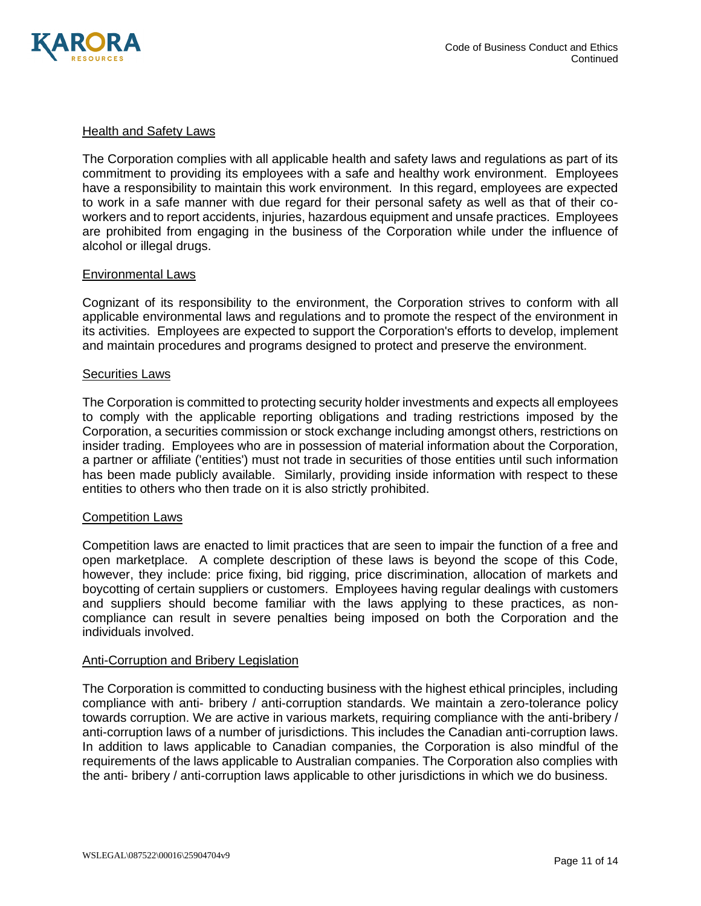### Health and Safety Laws

The Corporation complies with all applicable health and safety laws and regulations as part of its commitment to providing its employees with a safe and healthy work environment. Employees have a responsibility to maintain this work environment. In this regard, employees are expected to work in a safe manner with due regard for their personal safety as well as that of their co-workers and to report accidents, injuries, hazardous equipment and unsafe practices. Employees are prohibited from engaging in the business of the Corporation while under the influence of alcohol or illegal drugs.

### Environmental Laws

Cognizant of its responsibility to the environment, the Corporation strives to conform with all applicable environmental laws and regulations and to promote the respect of the environment in its activities. Employees are expected to support the Corporation's efforts to develop, implement and maintain procedures and programs designed to protect and preserve the environment.

### Securities Laws

The Corporation is committed to protecting security holder investments and expects all employees to comply with the applicable reporting obligations and trading restrictions imposed by the Corporation, a securities commission or stock exchange including amongst others, restrictions on insider trading. Employees who are in possession of material information about the Corporation, a partner or affiliate ('entities') must not trade in securities of those entities until such information has been made publicly available. Similarly, providing inside information with respect to these entities to others who then trade on it is also strictly prohibited.

### Competition Laws

Competition laws are enacted to limit practices that are seen to impair the function of a free and open marketplace. A complete description of these laws is beyond the scope of this Code, however, they include: price fixing, bid rigging, price discrimination, allocation of markets and boycotting of certain suppliers or customers. Employees having regular dealings with customers and suppliers should become familiar with the laws applying to these practices, as non-compliance can result in severe penalties being imposed on both the Corporation and the individuals involved.

### Anti-Corruption and Bribery Legislation

The Corporation is committed to conducting business with the highest ethical principles, including compliance with anti- bribery / anti-corruption standards. We maintain a zero-tolerance policy towards corruption. We are active in various markets, requiring compliance with the anti-bribery / anti-corruption laws of a number of jurisdictions. This includes the Canadian anti-corruption laws. In addition to laws applicable to Canadian companies, the Corporation is also mindful of the requirements of the laws applicable to Australian companies. The Corporation also complies with the anti- bribery / anti-corruption laws applicable to other jurisdictions in which we do business.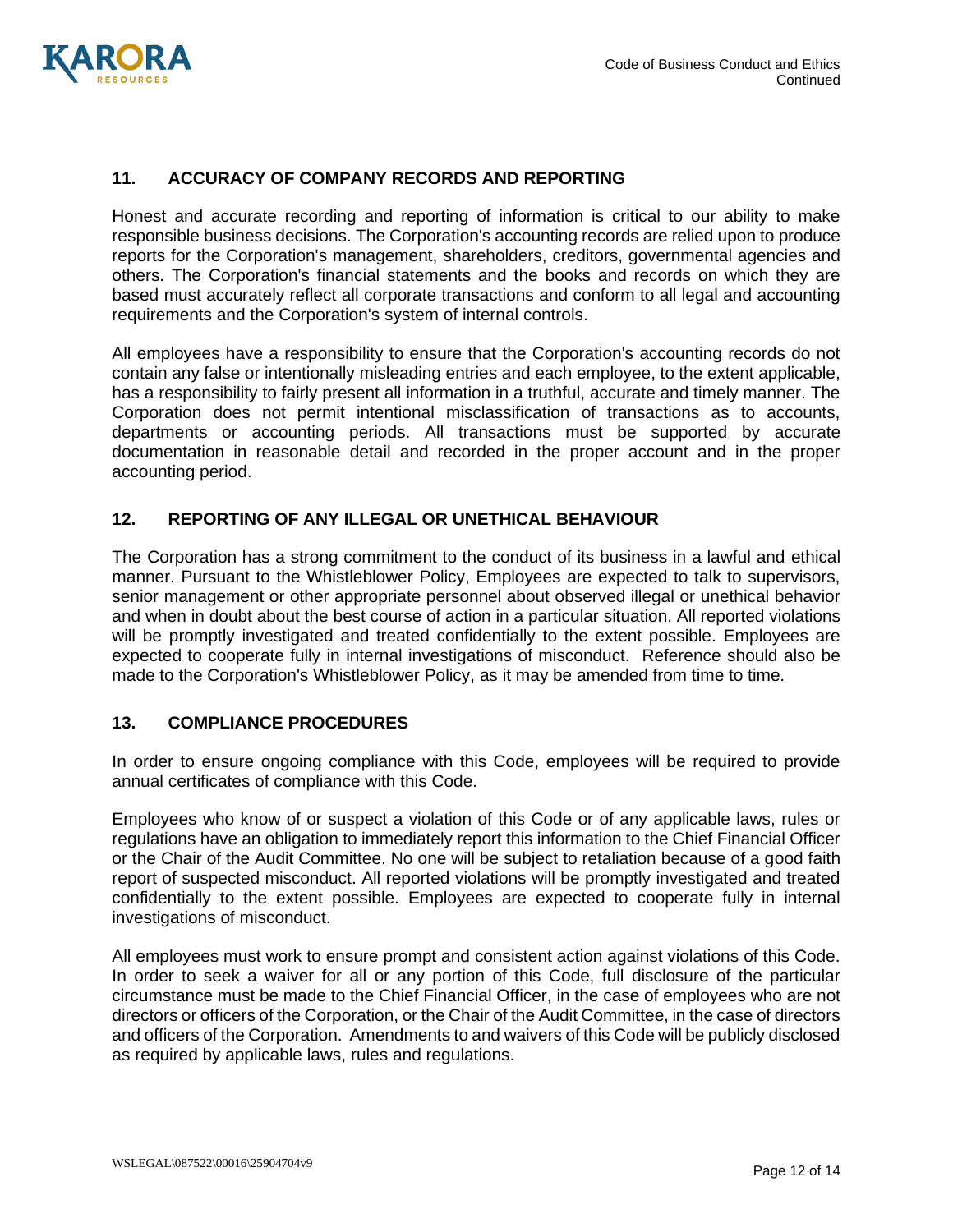## 11. ACCURACY OF COMPANY RECORDS AND REPORTING

Honest and accurate recording and reporting of information is critical to our ability to make responsible business decisions. The Corporation's accounting records are relied upon to produce reports for the Corporation's management, shareholders, creditors, governmental agencies and others. The Corporation's financial statements and the books and records on which they are based must accurately reflect all corporate transactions and conform to all legal and accounting requirements and the Corporation's system of internal controls.

All employees have a responsibility to ensure that the Corporation's accounting records do not contain any false or intentionally misleading entries and each employee, to the extent applicable, has a responsibility to fairly present all information in a truthful, accurate and timely manner. The Corporation does not permit intentional misclassification of transactions as to accounts, departments or accounting periods. All transactions must be supported by accurate documentation in reasonable detail and recorded in the proper account and in the proper accounting period.

## 12. REPORTING OF ANY ILLEGAL OR UNETHICAL BEHAVIOUR

The Corporation has a strong commitment to the conduct of its business in a lawful and ethical manner. Pursuant to the Whistleblower Policy, Employees are expected to talk to supervisors, senior management or other appropriate personnel about observed illegal or unethical behavior and when in doubt about the best course of action in a particular situation. All reported violations will be promptly investigated and treated confidentially to the extent possible. Employees are expected to cooperate fully in internal investigations of misconduct. Reference should also be made to the Corporation's Whistleblower Policy, as it may be amended from time to time.

## 13. COMPLIANCE PROCEDURES

In order to ensure ongoing compliance with this Code, employees will be required to provide annual certificates of compliance with this Code.

Employees who know of or suspect a violation of this Code or of any applicable laws, rules or regulations have an obligation to immediately report this information to the Chief Financial Officer or the Chair of the Audit Committee. No one will be subject to retaliation because of a good faith report of suspected misconduct. All reported violations will be promptly investigated and treated confidentially to the extent possible. Employees are expected to cooperate fully in internal investigations of misconduct.

All employees must work to ensure prompt and consistent action against violations of this Code. In order to seek a waiver for all or any portion of this Code, full disclosure of the particular circumstance must be made to the Chief Financial Officer, in the case of employees who are not directors or officers of the Corporation, or the Chair of the Audit Committee, in the case of directors and officers of the Corporation. Amendments to and waivers of this Code will be publicly disclosed as required by applicable laws, rules and regulations.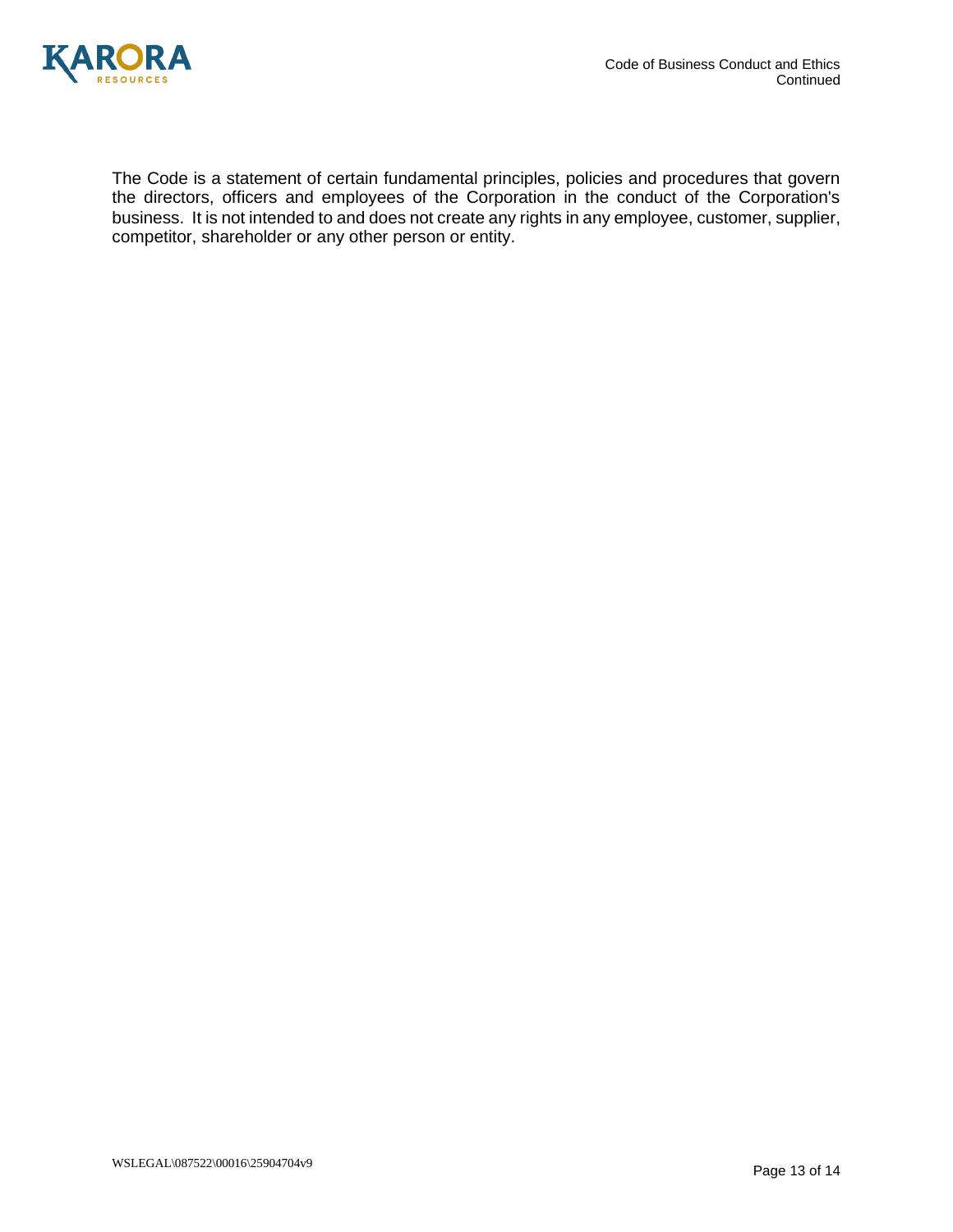The Code is a statement of certain fundamental principles, policies and procedures that govern the directors, officers and employees of the Corporation in the conduct of the Corporation's business. It is not intended to and does not create any rights in any employee, customer, supplier, competitor, shareholder or any other person or entity.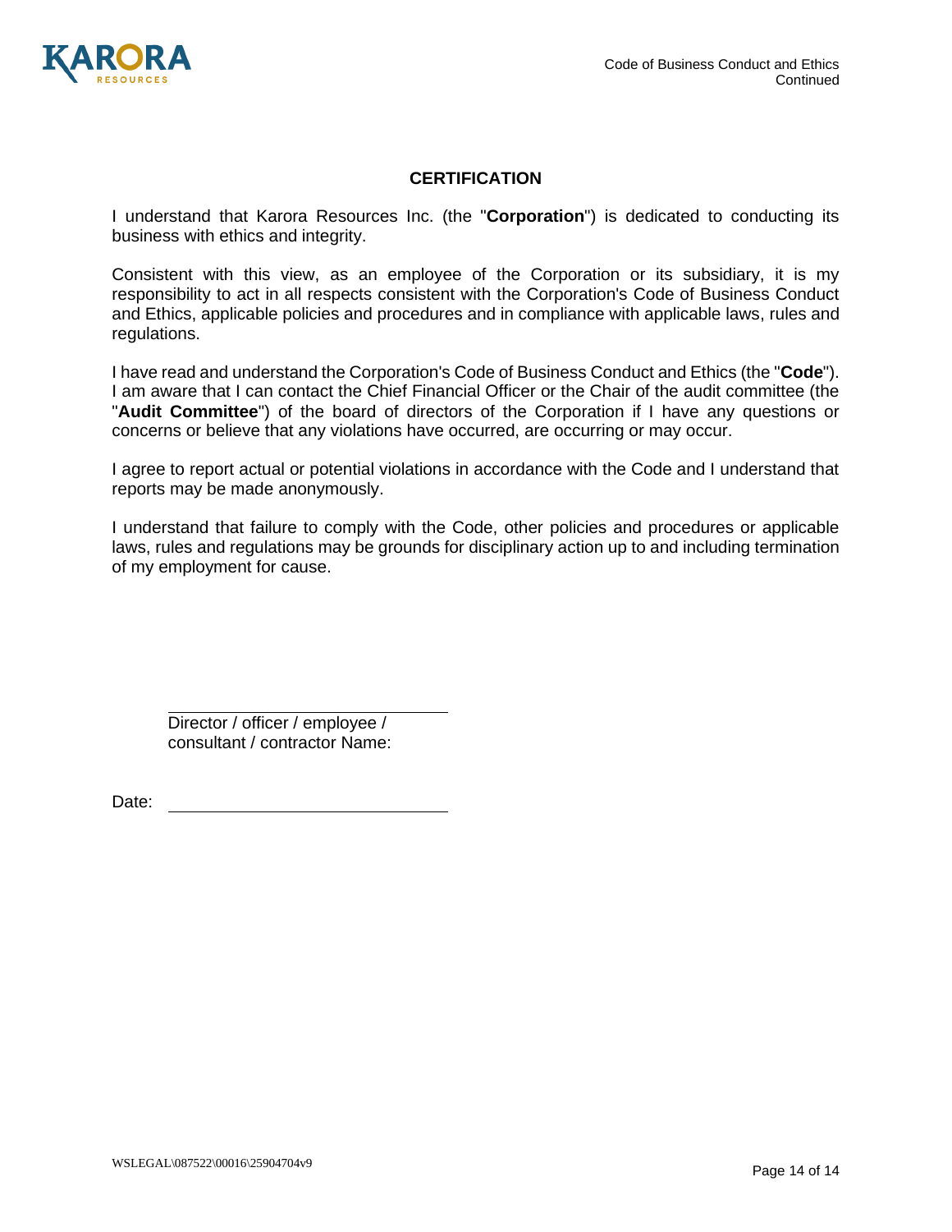## CERTIFICATION

I understand that Karora Resources Inc. (the "**Corporation**") is dedicated to conducting its business with ethics and integrity.

Consistent with this view, as an employee of the Corporation or its subsidiary, it is my responsibility to act in all respects consistent with the Corporation's Code of Business Conduct and Ethics, applicable policies and procedures and in compliance with applicable laws, rules and regulations.

I have read and understand the Corporation's Code of Business Conduct and Ethics (the "**Code**"). I am aware that I can contact the Chief Financial Officer or the Chair of the audit committee (the "**Audit Committee**") of the board of directors of the Corporation if I have any questions or concerns or believe that any violations have occurred, are occurring or may occur.

I agree to report actual or potential violations in accordance with the Code and I understand that reports may be made anonymously.

I understand that failure to comply with the Code, other policies and procedures or applicable laws, rules and regulations may be grounds for disciplinary action up to and including termination of my employment for cause.

\_\_\_\_\_\_\_\_\_\_\_\_\_\_\_\_\_\_\_\_\_\_\_\_\_\_\_\_\_\_

Director / officer / employee / consultant / contractor Name:

Date: \_\_\_\_\_\_\_\_\_\_\_\_\_\_\_\_\_\_\_\_\_\_\_\_\_\_\_\_\_\_

WSLEGAL\087522\00016\25904704v9